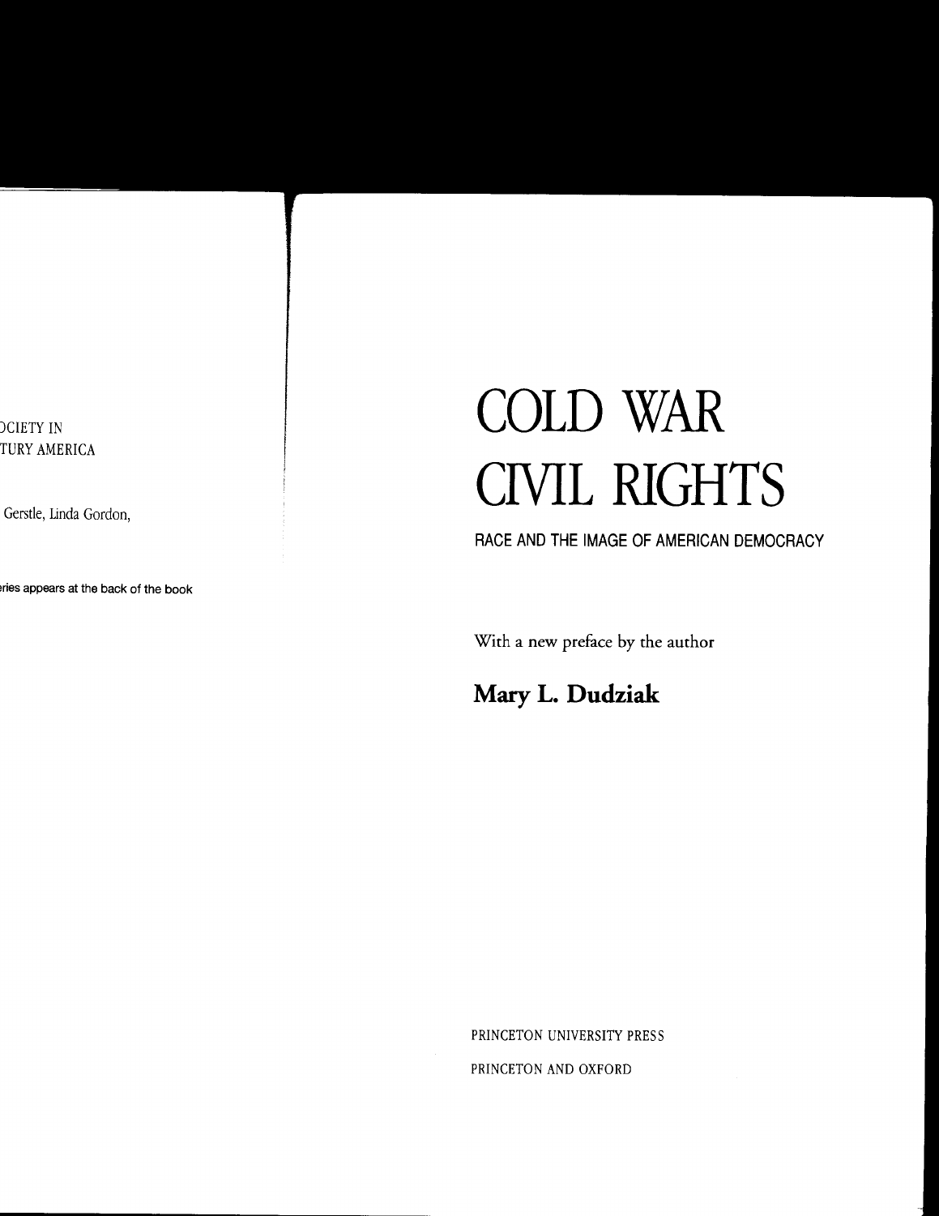)CIETY IN
TURY AMERICA

Gerstle, Linda Gordon,

ries appears at the back of the book

# COLD WAR CIVIL RIGHTS

## RACE AND THE IMAGE OF AMERICAN DEMOCRACY

With a new preface by the author

**Mary L. Dudziak**

PRINCETON UNIVERSITY PRESS

PRINCETON AND OXFORD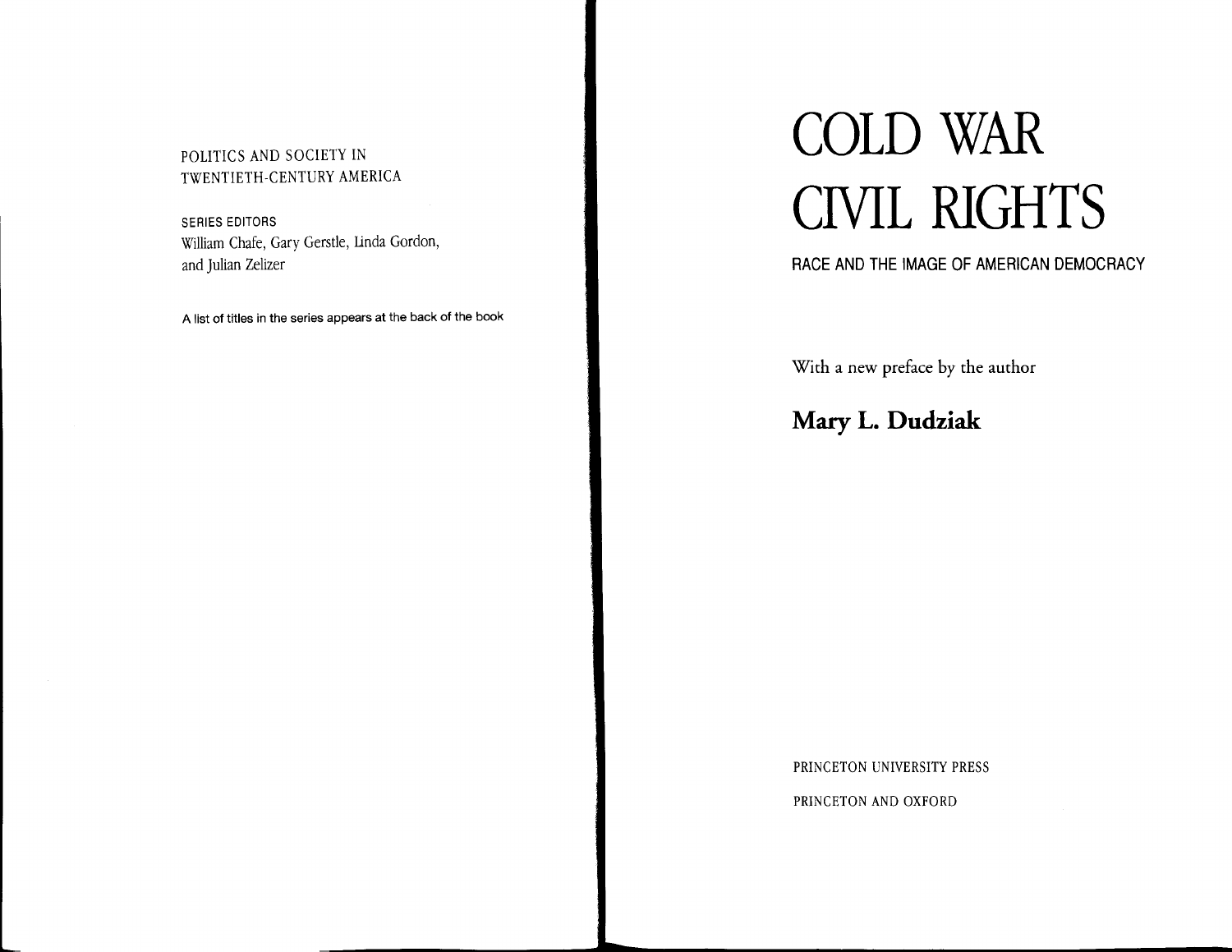POLITICS AND SOCIETY IN TWENTIETH-CENTURY AMERICA

SERIES EDITORS
William Chafe, Gary Gerstle, Linda Gordon, and Julian Zelizer

A list of titles in the series appears at the back of the book

# COLD WAR CIVIL RIGHTS

## RACE AND THE IMAGE OF AMERICAN DEMOCRACY

With a new preface by the author

**Mary L. Dudziak**

PRINCETON UNIVERSITY PRESS

PRINCETON AND OXFORD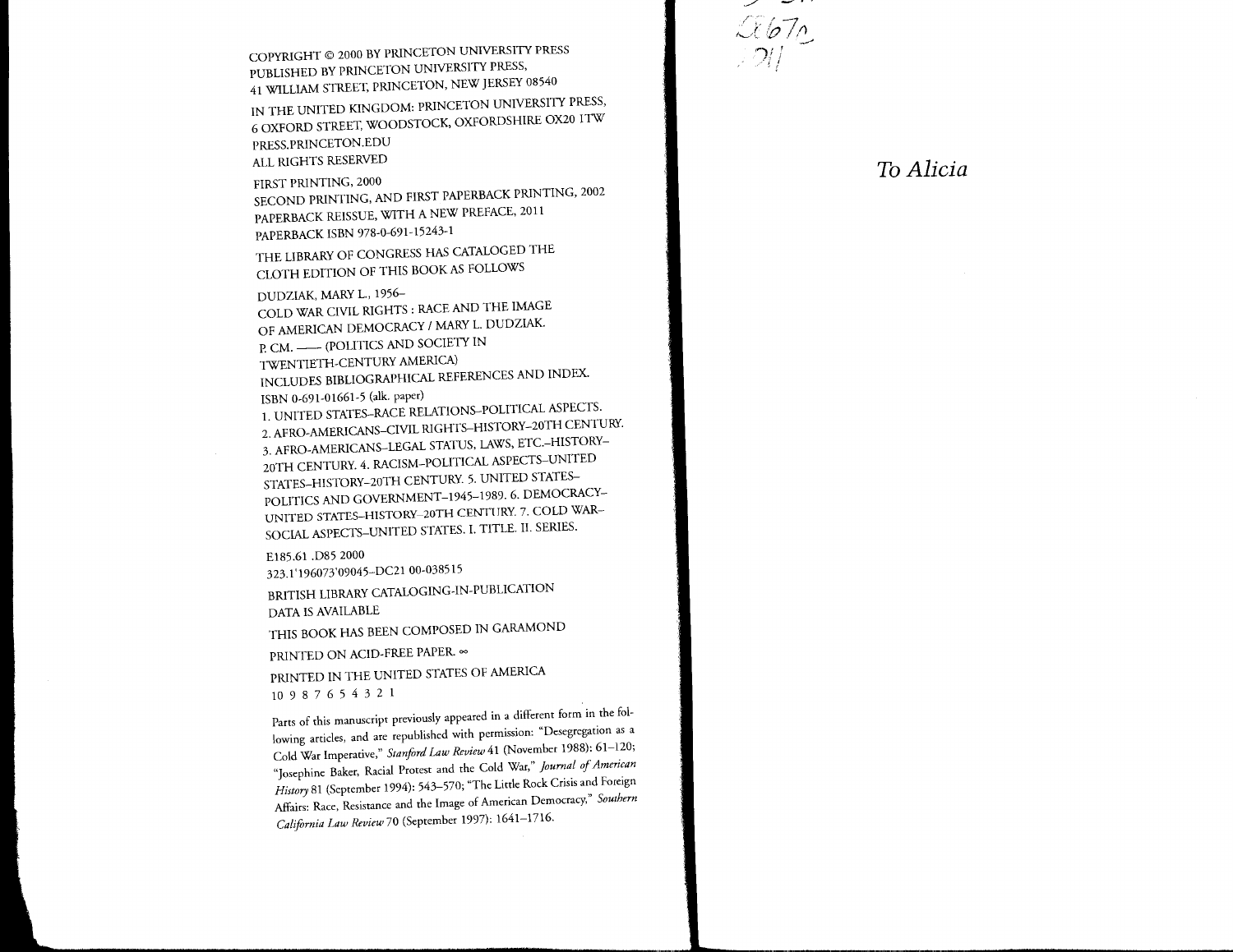COPYRIGHT © 2000 BY PRINCETON UNIVERSITY PRESS
PUBLISHED BY PRINCETON UNIVERSITY PRESS,
41 WILLIAM STREET, PRINCETON, NEW JERSEY 08540

IN THE UNITED KINGDOM: PRINCETON UNIVERSITY PRESS,
6 OXFORD STREET, WOODSTOCK, OXFORDSHIRE OX20 1TW
PRESS.PRINCETON.EDU
ALL RIGHTS RESERVED

FIRST PRINTING, 2000
SECOND PRINTING, AND FIRST PAPERBACK PRINTING, 2002
PAPERBACK REISSUE, WITH A NEW PREFACE, 2011
PAPERBACK ISBN 978-0-691-15243-1

THE LIBRARY OF CONGRESS HAS CATALOGED THE
CLOTH EDITION OF THIS BOOK AS FOLLOWS

DUDZIAK, MARY L., 1956–
COLD WAR CIVIL RIGHTS : RACE AND THE IMAGE
OF AMERICAN DEMOCRACY / MARY L. DUDZIAK.
P. CM. —— (POLITICS AND SOCIETY IN
TWENTIETH-CENTURY AMERICA)
INCLUDES BIBLIOGRAPHICAL REFERENCES AND INDEX.
ISBN 0-691-01661-5 (alk. paper)
1. UNITED STATES–RACE RELATIONS–POLITICAL ASPECTS.
2. AFRO-AMERICANS–CIVIL RIGHTS–HISTORY–20TH CENTURY.
3. AFRO-AMERICANS–LEGAL STATUS, LAWS, ETC.–HISTORY–
20TH CENTURY. 4. RACISM–POLITICAL ASPECTS–UNITED
STATES–HISTORY–20TH CENTURY. 5. UNITED STATES–
POLITICS AND GOVERNMENT–1945–1989. 6. DEMOCRACY–
UNITED STATES–HISTORY–20TH CENTURY. 7. COLD WAR–
SOCIAL ASPECTS–UNITED STATES. I. TITLE. II. SERIES.

E185.61 .D85 2000
323.1'196073'09045–DC21 00-038515

BRITISH LIBRARY CATALOGING-IN-PUBLICATION
DATA IS AVAILABLE

THIS BOOK HAS BEEN COMPOSED IN GARAMOND

PRINTED ON ACID-FREE PAPER. ∞

PRINTED IN THE UNITED STATES OF AMERICA

10 9 8 7 6 5 4 3 2 1

Parts of this manuscript previously appeared in a different form in the following articles, and are republished with permission: "Desegregation as a Cold War Imperative," *Stanford Law Review* 41 (November 1988): 61–120; "Josephine Baker, Racial Protest and the Cold War," *Journal of American History* 81 (September 1994): 543–570; "The Little Rock Crisis and Foreign Affairs: Race, Resistance and the Image of American Democracy," *Southern California Law Review* 70 (September 1997): 1641–1716.

*To Alicia*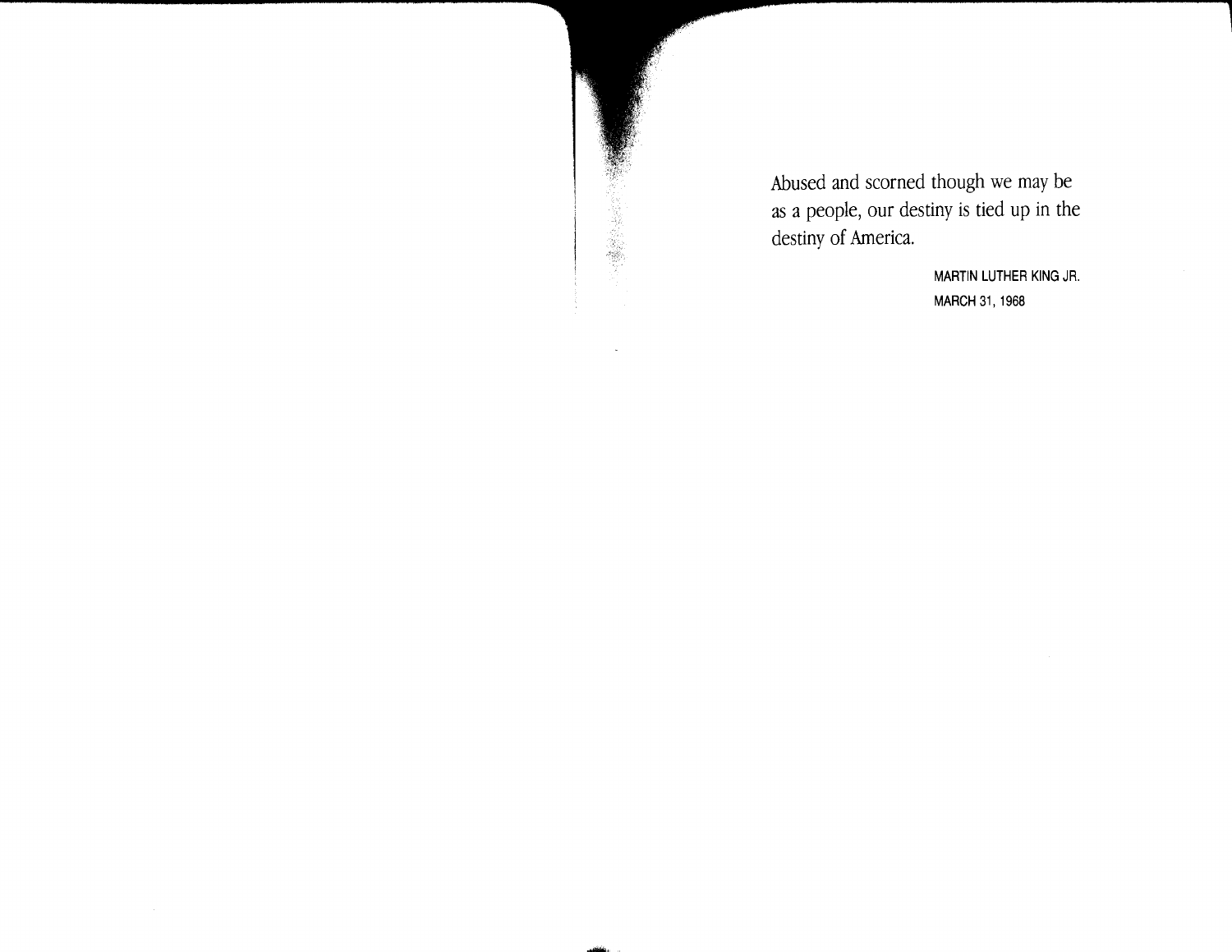Abused and scorned though we may be as a people, our destiny is tied up in the destiny of America.

MARTIN LUTHER KING JR.
MARCH 31, 1968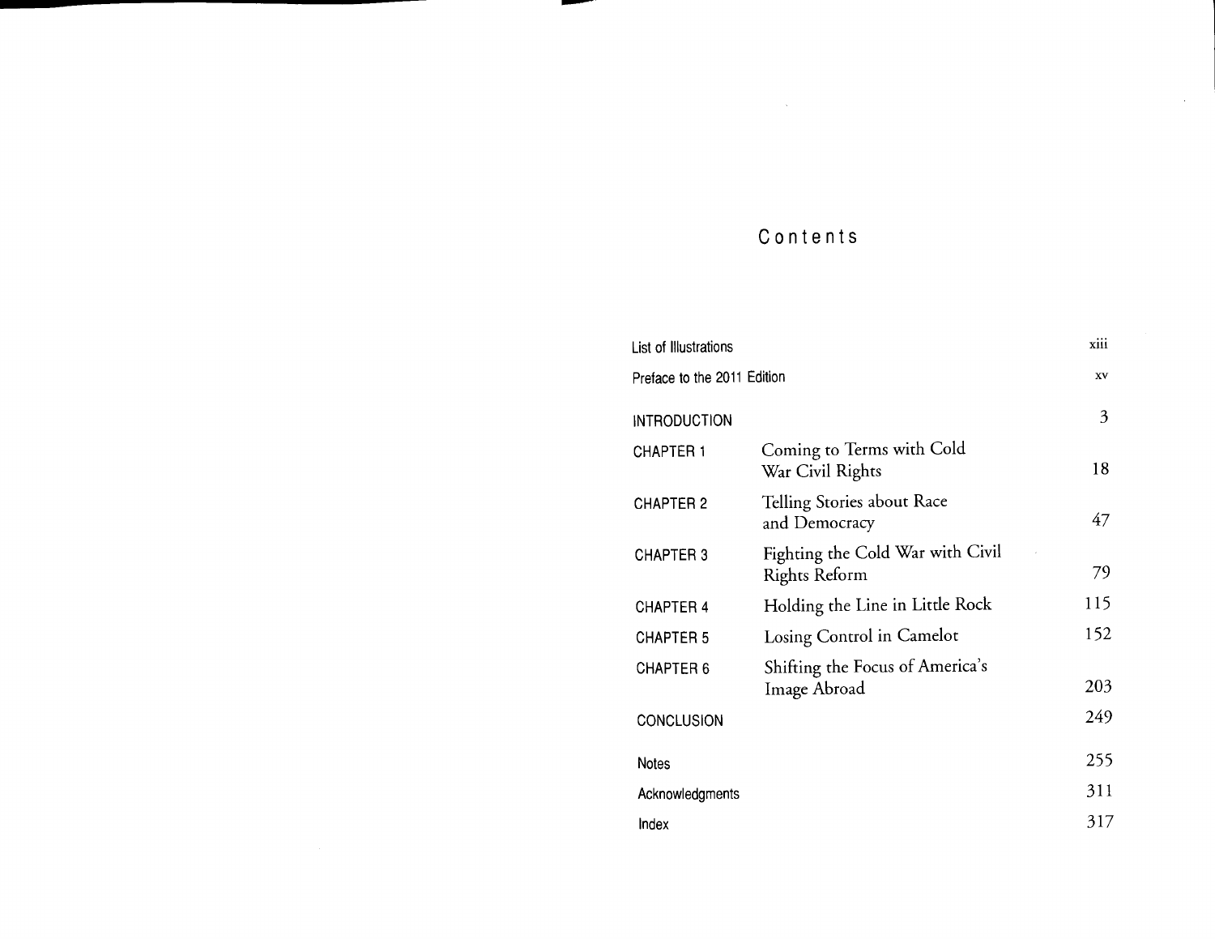# Contents

| | | |
|---|---|---|
| List of Illustrations | | xiii |
| Preface to the 2011 Edition | | xv |
| INTRODUCTION | | 3 |
| CHAPTER 1 | Coming to Terms with Cold War Civil Rights | 18 |
| CHAPTER 2 | Telling Stories about Race and Democracy | 47 |
| CHAPTER 3 | Fighting the Cold War with Civil Rights Reform | 79 |
| CHAPTER 4 | Holding the Line in Little Rock | 115 |
| CHAPTER 5 | Losing Control in Camelot | 152 |
| CHAPTER 6 | Shifting the Focus of America's Image Abroad | 203 |
| CONCLUSION | | 249 |
| Notes | | 255 |
| Acknowledgments | | 311 |
| Index | | 317 |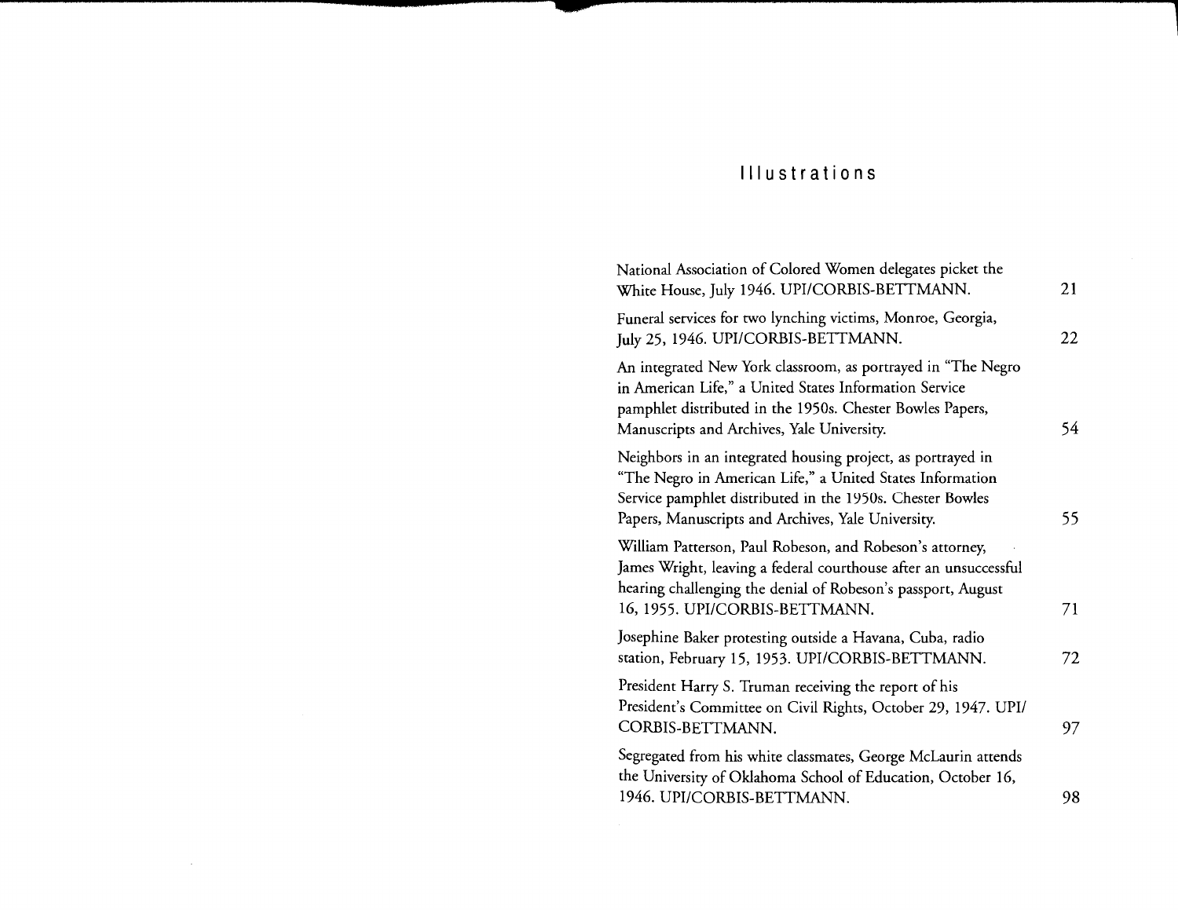# Illustrations

| | |
|---|---|
| National Association of Colored Women delegates picket the White House, July 1946. UPI/CORBIS-BETTMANN. | 21 |
| Funeral services for two lynching victims, Monroe, Georgia, July 25, 1946. UPI/CORBIS-BETTMANN. | 22 |
| An integrated New York classroom, as portrayed in "The Negro in American Life," a United States Information Service pamphlet distributed in the 1950s. Chester Bowles Papers, Manuscripts and Archives, Yale University. | 54 |
| Neighbors in an integrated housing project, as portrayed in "The Negro in American Life," a United States Information Service pamphlet distributed in the 1950s. Chester Bowles Papers, Manuscripts and Archives, Yale University. | 55 |
| William Patterson, Paul Robeson, and Robeson's attorney, James Wright, leaving a federal courthouse after an unsuccessful hearing challenging the denial of Robeson's passport, August 16, 1955. UPI/CORBIS-BETTMANN. | 71 |
| Josephine Baker protesting outside a Havana, Cuba, radio station, February 15, 1953. UPI/CORBIS-BETTMANN. | 72 |
| President Harry S. Truman receiving the report of his President's Committee on Civil Rights, October 29, 1947. UPI/CORBIS-BETTMANN. | 97 |
| Segregated from his white classmates, George McLaurin attends the University of Oklahoma School of Education, October 16, 1946. UPI/CORBIS-BETTMANN. | 98 |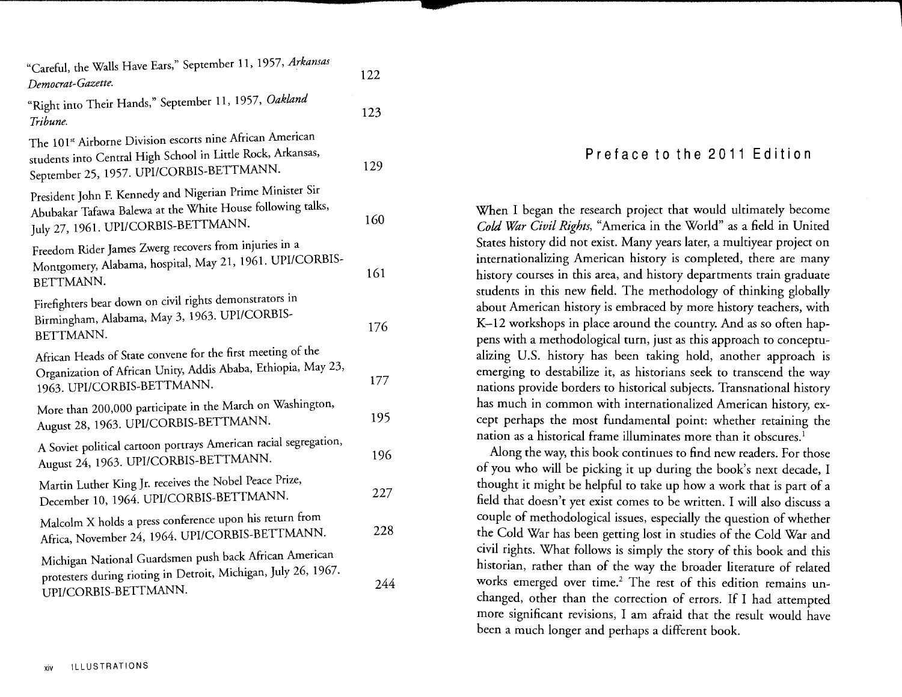"Careful, the Walls Have Ears," September 11, 1957, *Arkansas Democrat-Gazette.* 122

"Right into Their Hands," September 11, 1957, *Oakland Tribune.* 123

The 101st Airborne Division escorts nine African American students into Central High School in Little Rock, Arkansas, September 25, 1957. UPI/CORBIS-BETTMANN. 129

President John F. Kennedy and Nigerian Prime Minister Sir Abubakar Tafawa Balewa at the White House following talks, July 27, 1961. UPI/CORBIS-BETTMANN. 160

Freedom Rider James Zwerg recovers from injuries in a Montgomery, Alabama, hospital, May 21, 1961. UPI/CORBIS-BETTMANN. 161

Firefighters bear down on civil rights demonstrators in Birmingham, Alabama, May 3, 1963. UPI/CORBIS-BETTMANN. 176

African Heads of State convene for the first meeting of the Organization of African Unity, Addis Ababa, Ethiopia, May 23, 1963. UPI/CORBIS-BETTMANN. 177

More than 200,000 participate in the March on Washington, August 28, 1963. UPI/CORBIS-BETTMANN. 195

A Soviet political cartoon portrays American racial segregation, August 24, 1963. UPI/CORBIS-BETTMANN. 196

Martin Luther King Jr. receives the Nobel Peace Prize, December 10, 1964. UPI/CORBIS-BETTMANN. 227

Malcolm X holds a press conference upon his return from Africa, November 24, 1964. UPI/CORBIS-BETTMANN. 228

Michigan National Guardsmen push back African American protesters during rioting in Detroit, Michigan, July 26, 1967. UPI/CORBIS-BETTMANN. 244

# Preface to the 2011 Edition

When I began the research project that would ultimately become *Cold War Civil Rights*, "America in the World" as a field in United States history did not exist. Many years later, a multiyear project on internationalizing American history is completed, there are many history courses in this area, and history departments train graduate students in this new field. The methodology of thinking globally about American history is embraced by more history teachers, with K–12 workshops in place around the country. And as so often happens with a methodological turn, just as this approach to conceptualizing U.S. history has been taking hold, another approach is emerging to destabilize it, as historians seek to transcend the way nations provide borders to historical subjects. Transnational history has much in common with internationalized American history, except perhaps the most fundamental point: whether retaining the nation as a historical frame illuminates more than it obscures.[1]

Along the way, this book continues to find new readers. For those of you who will be picking it up during the book's next decade, I thought it might be helpful to take up how a work that is part of a field that doesn't yet exist comes to be written. I will also discuss a couple of methodological issues, especially the question of whether the Cold War has been getting lost in studies of the Cold War and civil rights. What follows is simply the story of this book and this historian, rather than of the way the broader literature of related works emerged over time.[2] The rest of this edition remains unchanged, other than the correction of errors. If I had attempted more significant revisions, I am afraid that the result would have been a much longer and perhaps a different book.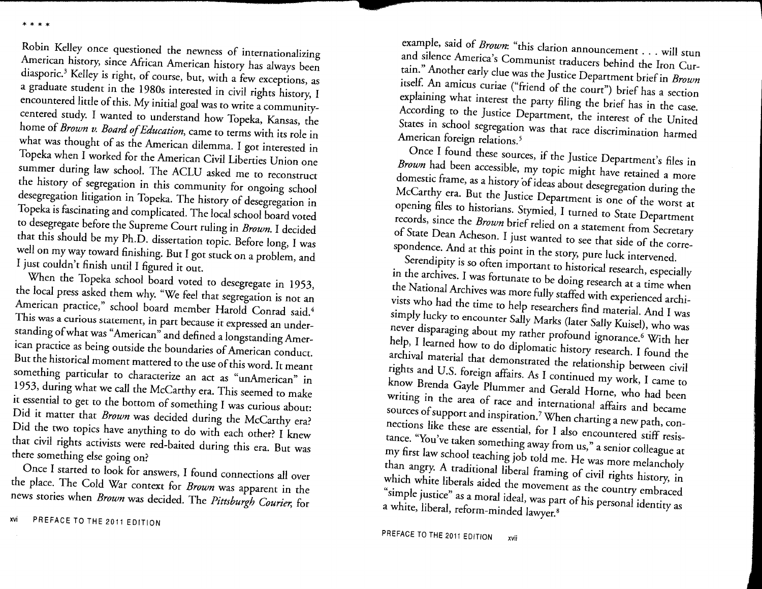* * * *

Robin Kelley once questioned the newness of internationalizing American history, since African American history has always been diasporic.[3] Kelley is right, of course, but, with a few exceptions, as a graduate student in the 1980s interested in civil rights history, I encountered little of this. My initial goal was to write a community-centered study. I wanted to understand how Topeka, Kansas, the home of *Brown v. Board of Education*, came to terms with its role in what was thought of as the American dilemma. I got interested in Topeka when I worked for the American Civil Liberties Union one summer during law school. The ACLU asked me to reconstruct the history of segregation in this community for ongoing school desegregation litigation in Topeka. The history of desegregation in Topeka is fascinating and complicated. The local school board voted to desegregate before the Supreme Court ruling in *Brown*. I decided that this should be my Ph.D. dissertation topic. Before long, I was well on my way toward finishing. But I got stuck on a problem, and I just couldn't finish until I figured it out.

When the Topeka school board voted to desegregate in 1953, the local press asked them why. "We feel that segregation is not an American practice," school board member Harold Conrad said.[4] This was a curious statement, in part because it expressed an understanding of what was "American" and defined a longstanding American practice as being outside the boundaries of American conduct. But the historical moment mattered to the use of this word. It meant something particular to characterize an act as "unAmerican" in 1953, during what we call the McCarthy era. This seemed to make it essential to get to the bottom of something I was curious about: Did it matter that *Brown* was decided during the McCarthy era? Did the two topics have anything to do with each other? I knew that civil rights activists were red-baited during this era. But was there something else going on?

Once I started to look for answers, I found connections all over the place. The Cold War context for *Brown* was apparent in the news stories when *Brown* was decided. The *Pittsburgh Courier*, for example, said of *Brown*: "this clarion announcement . . . will stun and silence America's Communist traducers behind the Iron Curtain." Another early clue was the Justice Department brief in *Brown* itself. An amicus curiae ("friend of the court") brief has a section explaining what interest the party filing the brief has in the case. According to the Justice Department, the interest of the United States in school segregation was that race discrimination harmed American foreign relations.[5]

Once I found these sources, if the Justice Department's files in *Brown* had been accessible, my topic might have retained a more domestic frame, as a history of ideas about desegregation during the McCarthy era. But the Justice Department is one of the worst at opening files to historians. Stymied, I turned to State Department records, since the *Brown* brief relied on a statement from Secretary of State Dean Acheson. I just wanted to see that side of the correspondence. And at this point in the story, pure luck intervened.

Serendipity is so often important to historical research, especially in the archives. I was fortunate to be doing research at a time when the National Archives was more fully staffed with experienced archivists who had the time to help researchers find material. And I was simply lucky to encounter Sally Marks (later Sally Kuisel), who was never disparaging about my rather profound ignorance.[6] With her help, I learned how to do diplomatic history research. I found the archival material that demonstrated the relationship between civil rights and U.S. foreign affairs. As I continued my work, I came to know Brenda Gayle Plummer and Gerald Horne, who had been writing in the area of race and international affairs and became sources of support and inspiration.[7] When charting a new path, connections like these are essential, for I also encountered stiff resistance. "You've taken something away from us," a senior colleague at my first law school teaching job told me. He was more melancholy than angry. A traditional liberal framing of civil rights history, in which white liberals aided the movement as the country embraced "simple justice" as a moral ideal, was part of his personal identity as a white, liberal, reform-minded lawyer.[8]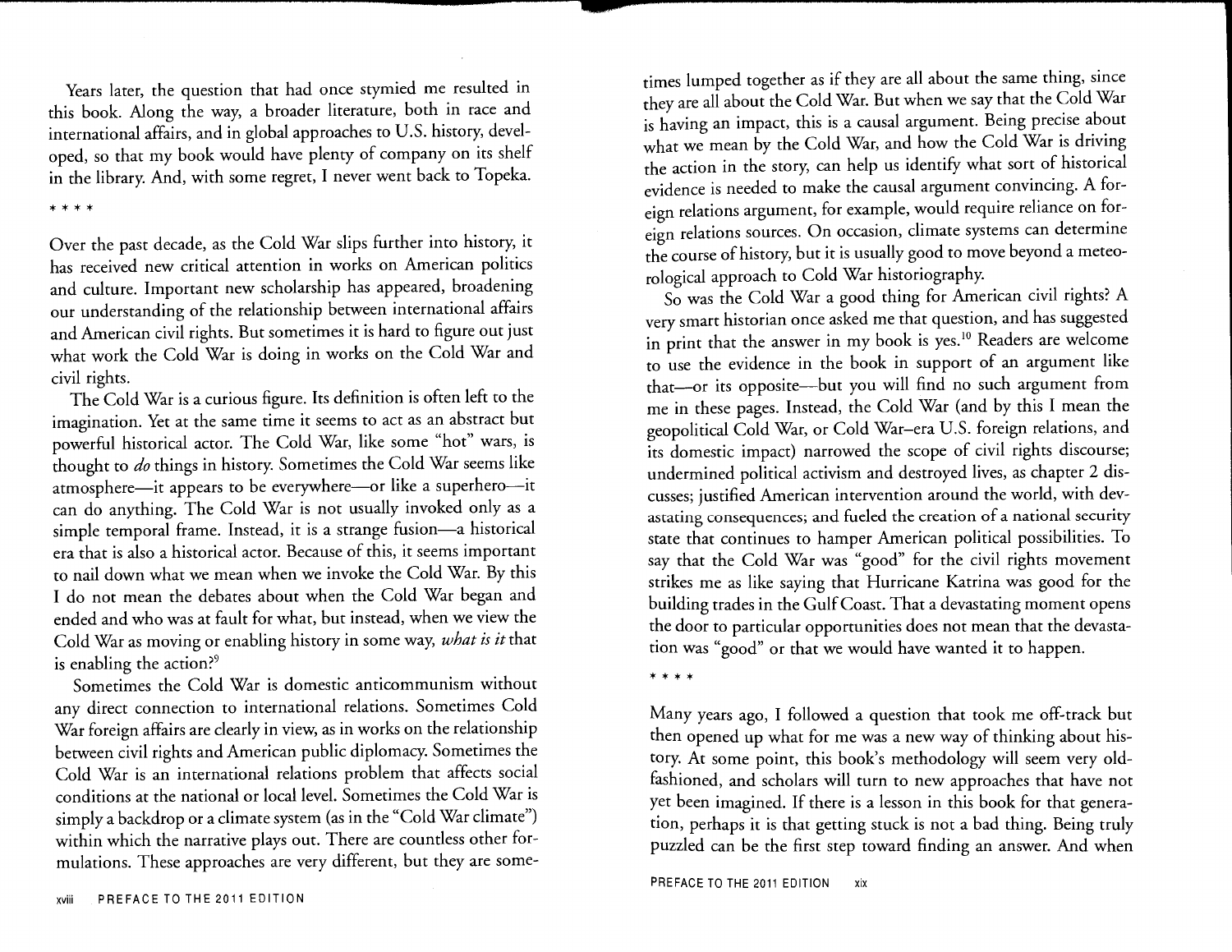Years later, the question that had once stymied me resulted in this book. Along the way, a broader literature, both in race and international affairs, and in global approaches to U.S. history, developed, so that my book would have plenty of company on its shelf in the library. And, with some regret, I never went back to Topeka.

* * * *

Over the past decade, as the Cold War slips further into history, it has received new critical attention in works on American politics and culture. Important new scholarship has appeared, broadening our understanding of the relationship between international affairs and American civil rights. But sometimes it is hard to figure out just what work the Cold War is doing in works on the Cold War and civil rights.

The Cold War is a curious figure. Its definition is often left to the imagination. Yet at the same time it seems to act as an abstract but powerful historical actor. The Cold War, like some "hot" wars, is thought to *do* things in history. Sometimes the Cold War seems like atmosphere—it appears to be everywhere—or like a superhero—it can do anything. The Cold War is not usually invoked only as a simple temporal frame. Instead, it is a strange fusion—a historical era that is also a historical actor. Because of this, it seems important to nail down what we mean when we invoke the Cold War. By this I do not mean the debates about when the Cold War began and ended and who was at fault for what, but instead, when we view the Cold War as moving or enabling history in some way, *what is it* that is enabling the action?[9]

Sometimes the Cold War is domestic anticommunism without any direct connection to international relations. Sometimes Cold War foreign affairs are clearly in view, as in works on the relationship between civil rights and American public diplomacy. Sometimes the Cold War is an international relations problem that affects social conditions at the national or local level. Sometimes the Cold War is simply a backdrop or a climate system (as in the "Cold War climate") within which the narrative plays out. There are countless other formulations. These approaches are very different, but they are sometimes lumped together as if they are all about the same thing, since they are all about the Cold War. But when we say that the Cold War is having an impact, this is a causal argument. Being precise about what we mean by the Cold War, and how the Cold War is driving the action in the story, can help us identify what sort of historical evidence is needed to make the causal argument convincing. A foreign relations argument, for example, would require reliance on foreign relations sources. On occasion, climate systems can determine the course of history, but it is usually good to move beyond a meteorological approach to Cold War historiography.

So was the Cold War a good thing for American civil rights? A very smart historian once asked me that question, and has suggested in print that the answer in my book is yes.[10] Readers are welcome to use the evidence in the book in support of an argument like that—or its opposite—but you will find no such argument from me in these pages. Instead, the Cold War (and by this I mean the geopolitical Cold War, or Cold War–era U.S. foreign relations, and its domestic impact) narrowed the scope of civil rights discourse; undermined political activism and destroyed lives, as chapter 2 discusses; justified American intervention around the world, with devastating consequences; and fueled the creation of a national security state that continues to hamper American political possibilities. To say that the Cold War was "good" for the civil rights movement strikes me as like saying that Hurricane Katrina was good for the building trades in the Gulf Coast. That a devastating moment opens the door to particular opportunities does not mean that the devastation was "good" or that we would have wanted it to happen.

* * * *

Many years ago, I followed a question that took me off-track but then opened up what for me was a new way of thinking about history. At some point, this book's methodology will seem very old-fashioned, and scholars will turn to new approaches that have not yet been imagined. If there is a lesson in this book for that generation, perhaps it is that getting stuck is not a bad thing. Being truly puzzled can be the first step toward finding an answer. And when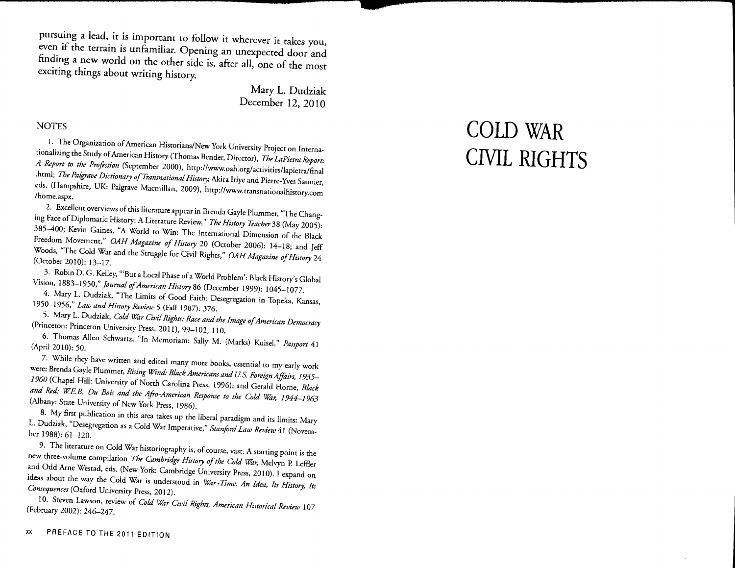pursuing a lead, it is important to follow it wherever it takes you, even if the terrain is unfamiliar. Opening an unexpected door and finding a new world on the other side is, after all, one of the most exciting things about writing history.

Mary L. Dudziak
December 12, 2010

NOTES

1. The Organization of American Historians/New York University Project on Internationalizing the Study of American History (Thomas Bender, Director), *The LaPietra Report: A Report to the Profession* (September 2000), http://www.oah.org/activities/lapietra/final.html; *The Palgrave Dictionary of Transnational History*, Akira Iriye and Pierre-Yves Saunier, eds. (Hampshire, UK: Palgrave Macmillan, 2009), http://www.transnationalhistory.com/home.aspx.

2. Excellent overviews of this literature appear in Brenda Gayle Plummer, "The Changing Face of Diplomatic History: A Literature Review," *The History Teacher* 38 (May 2005): 385–400; Kevin Gaines, "A World to Win: The International Dimension of the Black Freedom Movement," *OAH Magazine of History* 20 (October 2006): 14–18; and Jeff Woods, "The Cold War and the Struggle for Civil Rights," *OAH Magazine of History* 24 (October 2010): 13–17.

3. Robin D. G. Kelley, "'But a Local Phase of a World Problem': Black History's Global Vision, 1883–1950," *Journal of American History* 86 (December 1999): 1045–1077.

4. Mary L. Dudziak, "The Limits of Good Faith: Desegregation in Topeka, Kansas, 1950–1956," *Law and History Review* 5 (Fall 1987): 376.

5. Mary L. Dudziak, *Cold War Civil Rights: Race and the Image of American Democracy* (Princeton: Princeton University Press, 2011), 99–102, 110.

6. Thomas Allen Schwartz, "In Memoriam: Sally M. (Marks) Kuisel," *Passport* 41 (April 2010): 50.

7. While they have written and edited many more books, essential to my early work were: Brenda Gayle Plummer, *Rising Wind: Black Americans and U.S. Foreign Affairs, 1935–1960* (Chapel Hill: University of North Carolina Press, 1996); and Gerald Horne, *Black and Red: W.E.B. Du Bois and the Afro-American Response to the Cold War, 1944–1963* (Albany: State University of New York Press, 1986).

8. My first publication in this area takes up the liberal paradigm and its limits: Mary L. Dudziak, "Desegregation as a Cold War Imperative," *Stanford Law Review* 41 (November 1988): 61–120.

9. The literature on Cold War historiography is, of course, vast. A starting point is the new three-volume compilation *The Cambridge History of the Cold War*, Melvyn P. Leffler and Odd Arne Westad, eds. (New York: Cambridge University Press, 2010). I expand on ideas about the way the Cold War is understood in *War·Time: An Idea, Its History, Its Consequences* (Oxford University Press, 2012).

10. Steven Lawson, review of *Cold War Civil Rights*, *American Historical Review* 107 (February 2002): 246–247.

# COLD WAR CIVIL RIGHTS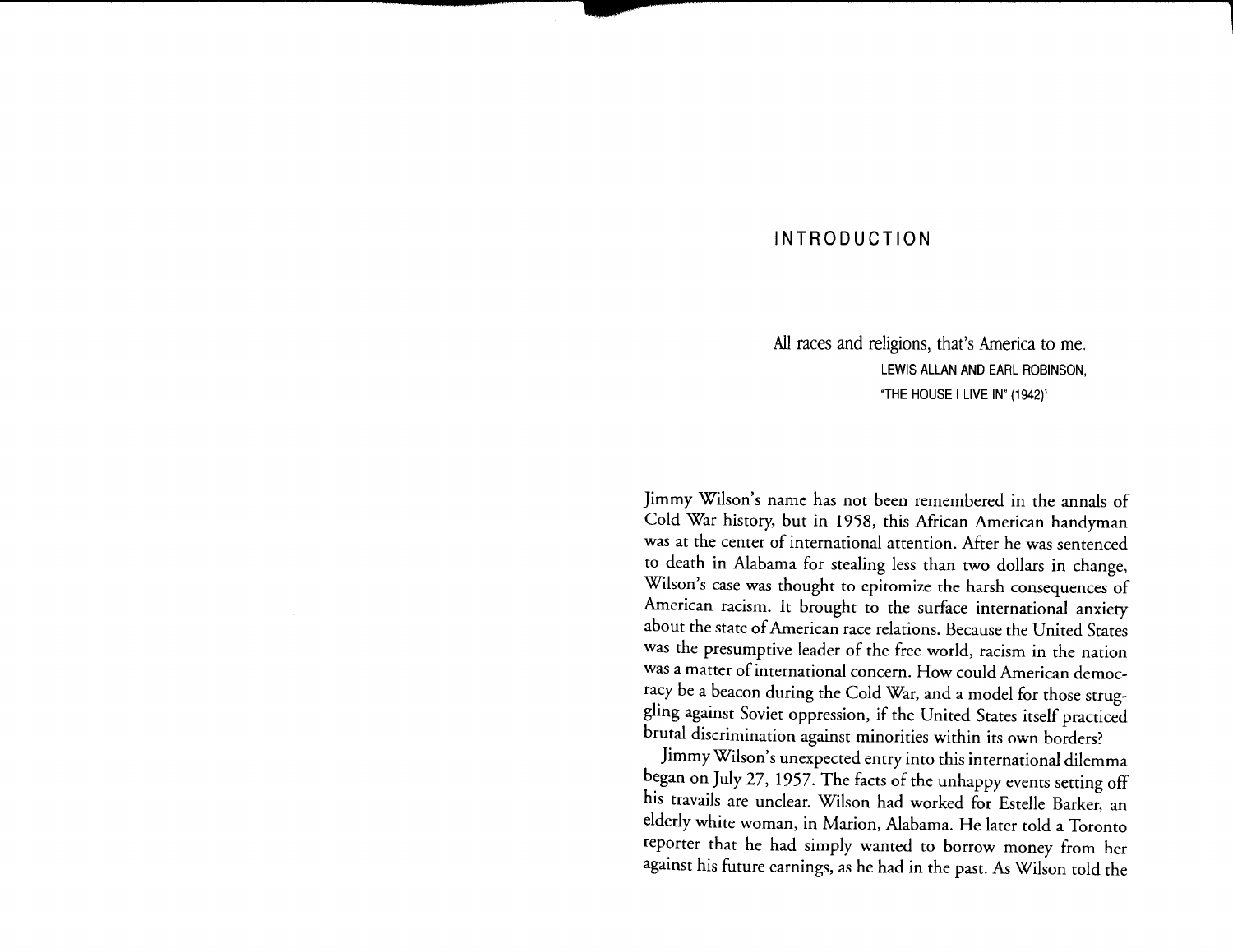# INTRODUCTION

> All races and religions, that's America to me.
>
> LEWIS ALLAN AND EARL ROBINSON, "THE HOUSE I LIVE IN" (1942)[1]

Jimmy Wilson's name has not been remembered in the annals of Cold War history, but in 1958, this African American handyman was at the center of international attention. After he was sentenced to death in Alabama for stealing less than two dollars in change, Wilson's case was thought to epitomize the harsh consequences of American racism. It brought to the surface international anxiety about the state of American race relations. Because the United States was the presumptive leader of the free world, racism in the nation was a matter of international concern. How could American democracy be a beacon during the Cold War, and a model for those struggling against Soviet oppression, if the United States itself practiced brutal discrimination against minorities within its own borders?

Jimmy Wilson's unexpected entry into this international dilemma began on July 27, 1957. The facts of the unhappy events setting off his travails are unclear. Wilson had worked for Estelle Barker, an elderly white woman, in Marion, Alabama. He later told a Toronto reporter that he had simply wanted to borrow money from her against his future earnings, as he had in the past. As Wilson told the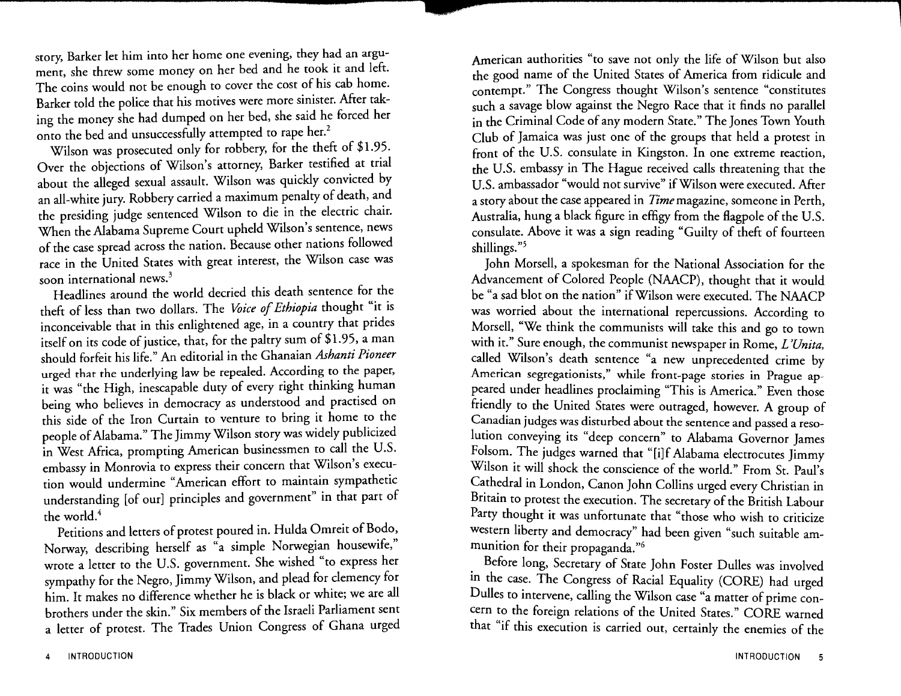story, Barker let him into her home one evening, they had an argument, she threw some money on her bed and he took it and left. The coins would not be enough to cover the cost of his cab home. Barker told the police that his motives were more sinister. After taking the money she had dumped on her bed, she said he forced her onto the bed and unsuccessfully attempted to rape her.[2]

Wilson was prosecuted only for robbery, for the theft of $1.95. Over the objections of Wilson's attorney, Barker testified at trial about the alleged sexual assault. Wilson was quickly convicted by an all-white jury. Robbery carried a maximum penalty of death, and the presiding judge sentenced Wilson to die in the electric chair. When the Alabama Supreme Court upheld Wilson's sentence, news of the case spread across the nation. Because other nations followed race in the United States with great interest, the Wilson case was soon international news.[3]

Headlines around the world decried this death sentence for the theft of less than two dollars. The *Voice of Ethiopia* thought "it is inconceivable that in this enlightened age, in a country that prides itself on its code of justice, that, for the paltry sum of $1.95, a man should forfeit his life." An editorial in the Ghanaian *Ashanti Pioneer* urged that the underlying law be repealed. According to the paper, it was "the High, inescapable duty of every right thinking human being who believes in democracy as understood and practised on this side of the Iron Curtain to venture to bring it home to the people of Alabama." The Jimmy Wilson story was widely publicized in West Africa, prompting American businessmen to call the U.S. embassy in Monrovia to express their concern that Wilson's execution would undermine "American effort to maintain sympathetic understanding [of our] principles and government" in that part of the world.[4]

Petitions and letters of protest poured in. Hulda Omreit of Bodo, Norway, describing herself as "a simple Norwegian housewife," wrote a letter to the U.S. government. She wished "to express her sympathy for the Negro, Jimmy Wilson, and plead for clemency for him. It makes no difference whether he is black or white; we are all brothers under the skin." Six members of the Israeli Parliament sent a letter of protest. The Trades Union Congress of Ghana urged American authorities "to save not only the life of Wilson but also the good name of the United States of America from ridicule and contempt." The Congress thought Wilson's sentence "constitutes such a savage blow against the Negro Race that it finds no parallel in the Criminal Code of any modern State." The Jones Town Youth Club of Jamaica was just one of the groups that held a protest in front of the U.S. consulate in Kingston. In one extreme reaction, the U.S. embassy in The Hague received calls threatening that the U.S. ambassador "would not survive" if Wilson were executed. After a story about the case appeared in *Time* magazine, someone in Perth, Australia, hung a black figure in effigy from the flagpole of the U.S. consulate. Above it was a sign reading "Guilty of theft of fourteen shillings."[5]

John Morsell, a spokesman for the National Association for the Advancement of Colored People (NAACP), thought that it would be "a sad blot on the nation" if Wilson were executed. The NAACP was worried about the international repercussions. According to Morsell, "We think the communists will take this and go to town with it." Sure enough, the communist newspaper in Rome, *L'Unita*, called Wilson's death sentence "a new unprecedented crime by American segregationists," while front-page stories in Prague appeared under headlines proclaiming "This is America." Even those friendly to the United States were outraged, however. A group of Canadian judges was disturbed about the sentence and passed a resolution conveying its "deep concern" to Alabama Governor James Folsom. The judges warned that "[i]f Alabama electrocutes Jimmy Wilson it will shock the conscience of the world." From St. Paul's Cathedral in London, Canon John Collins urged every Christian in Britain to protest the execution. The secretary of the British Labour Party thought it was unfortunate that "those who wish to criticize western liberty and democracy" had been given "such suitable ammunition for their propaganda."[6]

Before long, Secretary of State John Foster Dulles was involved in the case. The Congress of Racial Equality (CORE) had urged Dulles to intervene, calling the Wilson case "a matter of prime concern to the foreign relations of the United States." CORE warned that "if this execution is carried out, certainly the enemies of the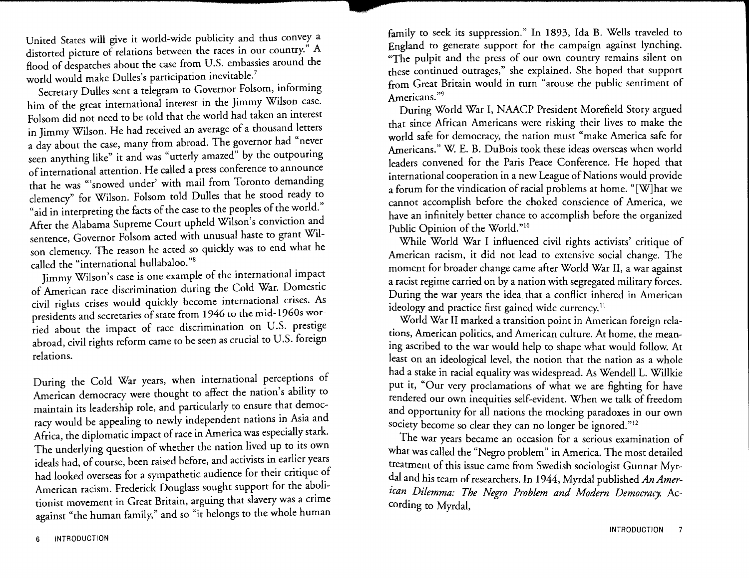United States will give it world-wide publicity and thus convey a distorted picture of relations between the races in our country." A flood of despatches about the case from U.S. embassies around the world would make Dulles's participation inevitable.[7]

Secretary Dulles sent a telegram to Governor Folsom, informing him of the great international interest in the Jimmy Wilson case. Folsom did not need to be told that the world had taken an interest in Jimmy Wilson. He had received an average of a thousand letters a day about the case, many from abroad. The governor had "never seen anything like" it and was "utterly amazed" by the outpouring of international attention. He called a press conference to announce that he was "'snowed under' with mail from Toronto demanding clemency" for Wilson. Folsom told Dulles that he stood ready to "aid in interpreting the facts of the case to the peoples of the world." After the Alabama Supreme Court upheld Wilson's conviction and sentence, Governor Folsom acted with unusual haste to grant Wilson clemency. The reason he acted so quickly was to end what he called the "international hullabaloo."[8]

Jimmy Wilson's case is one example of the international impact of American race discrimination during the Cold War. Domestic civil rights crises would quickly become international crises. As presidents and secretaries of state from 1946 to the mid-1960s worried about the impact of race discrimination on U.S. prestige abroad, civil rights reform came to be seen as crucial to U.S. foreign relations.

During the Cold War years, when international perceptions of American democracy were thought to affect the nation's ability to maintain its leadership role, and particularly to ensure that democracy would be appealing to newly independent nations in Asia and Africa, the diplomatic impact of race in America was especially stark. The underlying question of whether the nation lived up to its own ideals had, of course, been raised before, and activists in earlier years had looked overseas for a sympathetic audience for their critique of American racism. Frederick Douglass sought support for the abolitionist movement in Great Britain, arguing that slavery was a crime against "the human family," and so "it belongs to the whole human family to seek its suppression." In 1893, Ida B. Wells traveled to England to generate support for the campaign against lynching. "The pulpit and the press of our own country remains silent on these continued outrages," she explained. She hoped that support from Great Britain would in turn "arouse the public sentiment of Americans."[9]

During World War I, NAACP President Morefield Story argued that since African Americans were risking their lives to make the world safe for democracy, the nation must "make America safe for Americans." W. E. B. DuBois took these ideas overseas when world leaders convened for the Paris Peace Conference. He hoped that international cooperation in a new League of Nations would provide a forum for the vindication of racial problems at home. "[W]hat we cannot accomplish before the choked conscience of America, we have an infinitely better chance to accomplish before the organized Public Opinion of the World."[10]

While World War I influenced civil rights activists' critique of American racism, it did not lead to extensive social change. The moment for broader change came after World War II, a war against a racist regime carried on by a nation with segregated military forces. During the war years the idea that a conflict inhered in American ideology and practice first gained wide currency.[11]

World War II marked a transition point in American foreign relations, American politics, and American culture. At home, the meaning ascribed to the war would help to shape what would follow. At least on an ideological level, the notion that the nation as a whole had a stake in racial equality was widespread. As Wendell L. Willkie put it, "Our very proclamations of what we are fighting for have rendered our own inequities self-evident. When we talk of freedom and opportunity for all nations the mocking paradoxes in our own society become so clear they can no longer be ignored."[12]

The war years became an occasion for a serious examination of what was called the "Negro problem" in America. The most detailed treatment of this issue came from Swedish sociologist Gunnar Myrdal and his team of researchers. In 1944, Myrdal published *An American Dilemma: The Negro Problem and Modern Democracy.* According to Myrdal,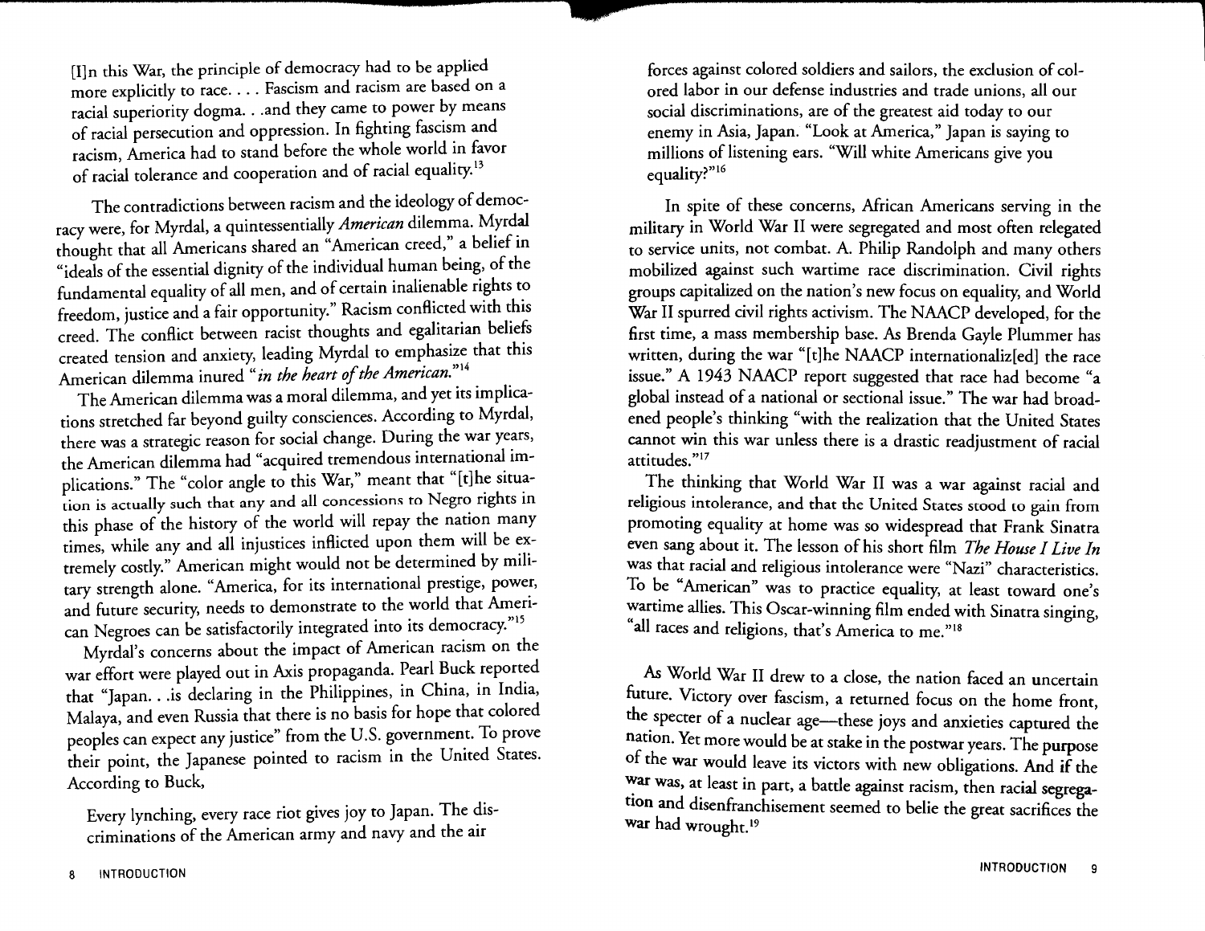> [I]n this War, the principle of democracy had to be applied more explicitly to race. . . . Fascism and racism are based on a racial superiority dogma. . .and they came to power by means of racial persecution and oppression. In fighting fascism and racism, America had to stand before the whole world in favor of racial tolerance and cooperation and of racial equality.[13]

The contradictions between racism and the ideology of democracy were, for Myrdal, a quintessentially *American* dilemma. Myrdal thought that all Americans shared an "American creed," a belief in "ideals of the essential dignity of the individual human being, of the fundamental equality of all men, and of certain inalienable rights to freedom, justice and a fair opportunity." Racism conflicted with this creed. The conflict between racist thoughts and egalitarian beliefs created tension and anxiety, leading Myrdal to emphasize that this American dilemma inured "*in the heart of the American.*"[14]

The American dilemma was a moral dilemma, and yet its implications stretched far beyond guilty consciences. According to Myrdal, there was a strategic reason for social change. During the war years, the American dilemma had "acquired tremendous international implications." The "color angle to this War," meant that "[t]he situation is actually such that any and all concessions to Negro rights in this phase of the history of the world will repay the nation many times, while any and all injustices inflicted upon them will be extremely costly." American might would not be determined by military strength alone. "America, for its international prestige, power, and future security, needs to demonstrate to the world that American Negroes can be satisfactorily integrated into its democracy."[15]

Myrdal's concerns about the impact of American racism on the war effort were played out in Axis propaganda. Pearl Buck reported that "Japan. . .is declaring in the Philippines, in China, in India, Malaya, and even Russia that there is no basis for hope that colored peoples can expect any justice" from the U.S. government. To prove their point, the Japanese pointed to racism in the United States. According to Buck,

> Every lynching, every race riot gives joy to Japan. The discriminations of the American army and navy and the air forces against colored soldiers and sailors, the exclusion of colored labor in our defense industries and trade unions, all our social discriminations, are of the greatest aid today to our enemy in Asia, Japan. "Look at America," Japan is saying to millions of listening ears. "Will white Americans give you equality?"[16]

In spite of these concerns, African Americans serving in the military in World War II were segregated and most often relegated to service units, not combat. A. Philip Randolph and many others mobilized against such wartime race discrimination. Civil rights groups capitalized on the nation's new focus on equality, and World War II spurred civil rights activism. The NAACP developed, for the first time, a mass membership base. As Brenda Gayle Plummer has written, during the war "[t]he NAACP internationaliz[ed] the race issue." A 1943 NAACP report suggested that race had become "a global instead of a national or sectional issue." The war had broadened people's thinking "with the realization that the United States cannot win this war unless there is a drastic readjustment of racial attitudes."[17]

The thinking that World War II was a war against racial and religious intolerance, and that the United States stood to gain from promoting equality at home was so widespread that Frank Sinatra even sang about it. The lesson of his short film *The House I Live In* was that racial and religious intolerance were "Nazi" characteristics. To be "American" was to practice equality, at least toward one's wartime allies. This Oscar-winning film ended with Sinatra singing, "all races and religions, that's America to me."[18]

As World War II drew to a close, the nation faced an uncertain future. Victory over fascism, a returned focus on the home front, the specter of a nuclear age—these joys and anxieties captured the nation. Yet more would be at stake in the postwar years. The purpose of the war would leave its victors with new obligations. And if the war was, at least in part, a battle against racism, then racial segregation and disenfranchisement seemed to belie the great sacrifices the war had wrought.[19]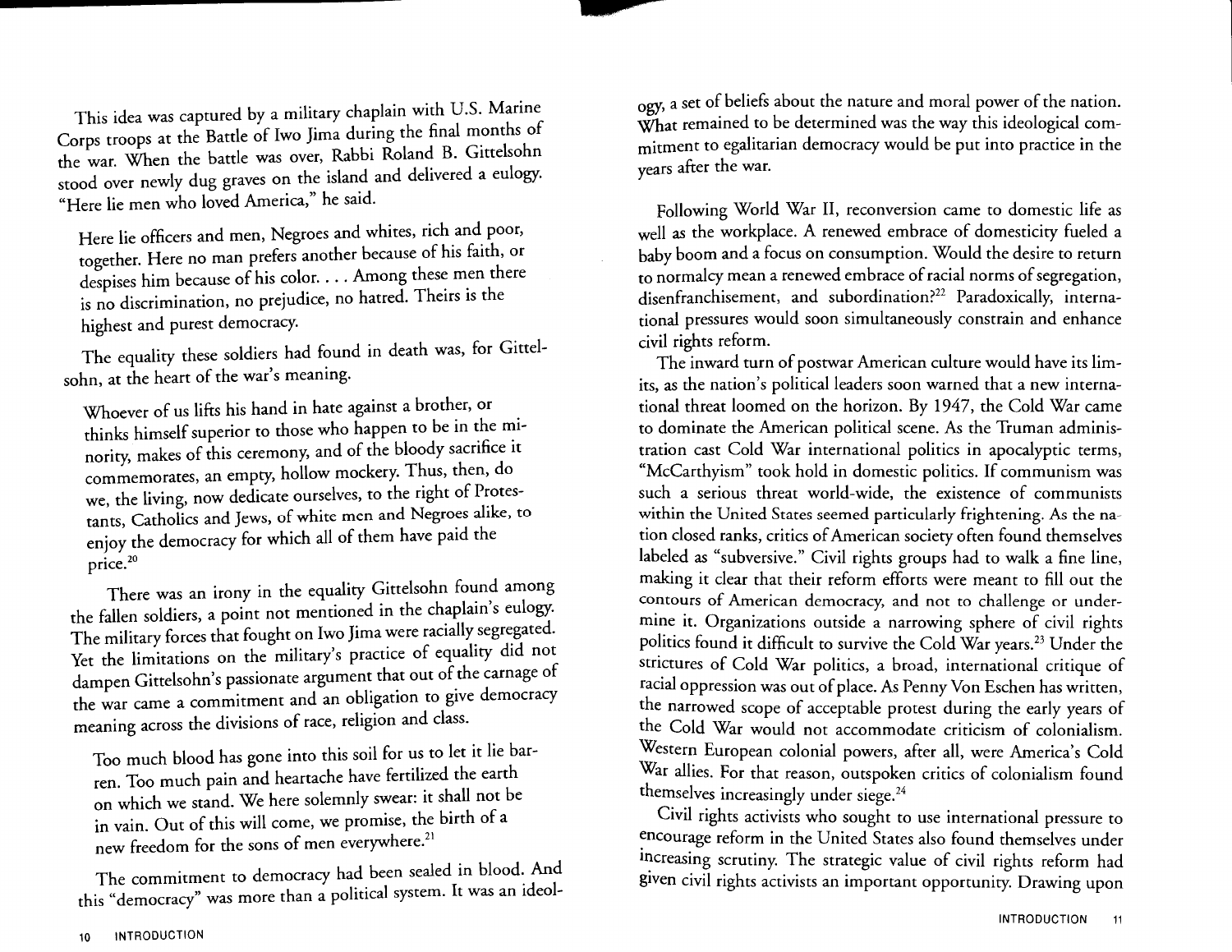This idea was captured by a military chaplain with U.S. Marine Corps troops at the Battle of Iwo Jima during the final months of the war. When the battle was over, Rabbi Roland B. Gittelsohn stood over newly dug graves on the island and delivered a eulogy. "Here lie men who loved America," he said.

> Here lie officers and men, Negroes and whites, rich and poor, together. Here no man prefers another because of his faith, or despises him because of his color. . . . Among these men there is no discrimination, no prejudice, no hatred. Theirs is the highest and purest democracy.

The equality these soldiers had found in death was, for Gittelsohn, at the heart of the war's meaning.

> Whoever of us lifts his hand in hate against a brother, or thinks himself superior to those who happen to be in the minority, makes of this ceremony, and of the bloody sacrifice it commemorates, an empty, hollow mockery. Thus, then, do we, the living, now dedicate ourselves, to the right of Protestants, Catholics and Jews, of white men and Negroes alike, to enjoy the democracy for which all of them have paid the price.[20]

There was an irony in the equality Gittelsohn found among the fallen soldiers, a point not mentioned in the chaplain's eulogy. The military forces that fought on Iwo Jima were racially segregated. Yet the limitations on the military's practice of equality did not dampen Gittelsohn's passionate argument that out of the carnage of the war came a commitment and an obligation to give democracy meaning across the divisions of race, religion and class.

> Too much blood has gone into this soil for us to let it lie barren. Too much pain and heartache have fertilized the earth on which we stand. We here solemnly swear: it shall not be in vain. Out of this will come, we promise, the birth of a new freedom for the sons of men everywhere.[21]

The commitment to democracy had been sealed in blood. And this "democracy" was more than a political system. It was an ideology, a set of beliefs about the nature and moral power of the nation. What remained to be determined was the way this ideological commitment to egalitarian democracy would be put into practice in the years after the war.

Following World War II, reconversion came to domestic life as well as the workplace. A renewed embrace of domesticity fueled a baby boom and a focus on consumption. Would the desire to return to normalcy mean a renewed embrace of racial norms of segregation, disenfranchisement, and subordination?[22] Paradoxically, international pressures would soon simultaneously constrain and enhance civil rights reform.

The inward turn of postwar American culture would have its limits, as the nation's political leaders soon warned that a new international threat loomed on the horizon. By 1947, the Cold War came to dominate the American political scene. As the Truman administration cast Cold War international politics in apocalyptic terms, "McCarthyism" took hold in domestic politics. If communism was such a serious threat world-wide, the existence of communists within the United States seemed particularly frightening. As the nation closed ranks, critics of American society often found themselves labeled as "subversive." Civil rights groups had to walk a fine line, making it clear that their reform efforts were meant to fill out the contours of American democracy, and not to challenge or undermine it. Organizations outside a narrowing sphere of civil rights politics found it difficult to survive the Cold War years.[23] Under the strictures of Cold War politics, a broad, international critique of racial oppression was out of place. As Penny Von Eschen has written, the narrowed scope of acceptable protest during the early years of the Cold War would not accommodate criticism of colonialism. Western European colonial powers, after all, were America's Cold War allies. For that reason, outspoken critics of colonialism found themselves increasingly under siege.[24]

Civil rights activists who sought to use international pressure to encourage reform in the United States also found themselves under increasing scrutiny. The strategic value of civil rights reform had given civil rights activists an important opportunity. Drawing upon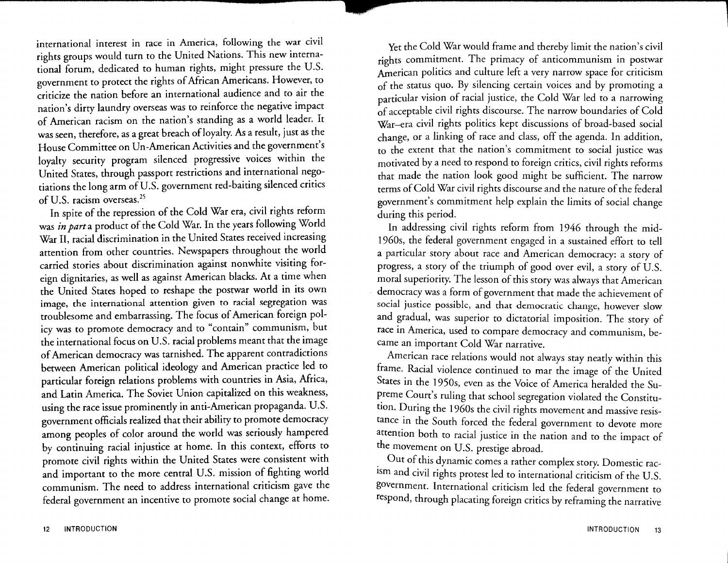international interest in race in America, following the war civil rights groups would turn to the United Nations. This new international forum, dedicated to human rights, might pressure the U.S. government to protect the rights of African Americans. However, to criticize the nation before an international audience and to air the nation's dirty laundry overseas was to reinforce the negative impact of American racism on the nation's standing as a world leader. It was seen, therefore, as a great breach of loyalty. As a result, just as the House Committee on Un-American Activities and the government's loyalty security program silenced progressive voices within the United States, through passport restrictions and international negotiations the long arm of U.S. government red-baiting silenced critics of U.S. racism overseas.[25]

In spite of the repression of the Cold War era, civil rights reform was *in part* a product of the Cold War. In the years following World War II, racial discrimination in the United States received increasing attention from other countries. Newspapers throughout the world carried stories about discrimination against nonwhite visiting foreign dignitaries, as well as against American blacks. At a time when the United States hoped to reshape the postwar world in its own image, the international attention given to racial segregation was troublesome and embarrassing. The focus of American foreign policy was to promote democracy and to "contain" communism, but the international focus on U.S. racial problems meant that the image of American democracy was tarnished. The apparent contradictions between American political ideology and American practice led to particular foreign relations problems with countries in Asia, Africa, and Latin America. The Soviet Union capitalized on this weakness, using the race issue prominently in anti-American propaganda. U.S. government officials realized that their ability to promote democracy among peoples of color around the world was seriously hampered by continuing racial injustice at home. In this context, efforts to promote civil rights within the United States were consistent with and important to the more central U.S. mission of fighting world communism. The need to address international criticism gave the federal government an incentive to promote social change at home.

Yet the Cold War would frame and thereby limit the nation's civil rights commitment. The primacy of anticommunism in postwar American politics and culture left a very narrow space for criticism of the status quo. By silencing certain voices and by promoting a particular vision of racial justice, the Cold War led to a narrowing of acceptable civil rights discourse. The narrow boundaries of Cold War–era civil rights politics kept discussions of broad-based social change, or a linking of race and class, off the agenda. In addition, to the extent that the nation's commitment to social justice was motivated by a need to respond to foreign critics, civil rights reforms that made the nation look good might be sufficient. The narrow terms of Cold War civil rights discourse and the nature of the federal government's commitment help explain the limits of social change during this period.

In addressing civil rights reform from 1946 through the mid-1960s, the federal government engaged in a sustained effort to tell a particular story about race and American democracy: a story of progress, a story of the triumph of good over evil, a story of U.S. moral superiority. The lesson of this story was always that American democracy was a form of government that made the achievement of social justice possible, and that democratic change, however slow and gradual, was superior to dictatorial imposition. The story of race in America, used to compare democracy and communism, became an important Cold War narrative.

American race relations would not always stay neatly within this frame. Racial violence continued to mar the image of the United States in the 1950s, even as the Voice of America heralded the Supreme Court's ruling that school segregation violated the Constitution. During the 1960s the civil rights movement and massive resistance in the South forced the federal government to devote more attention both to racial justice in the nation and to the impact of the movement on U.S. prestige abroad.

Out of this dynamic comes a rather complex story. Domestic racism and civil rights protest led to international criticism of the U.S. government. International criticism led the federal government to respond, through placating foreign critics by reframing the narrative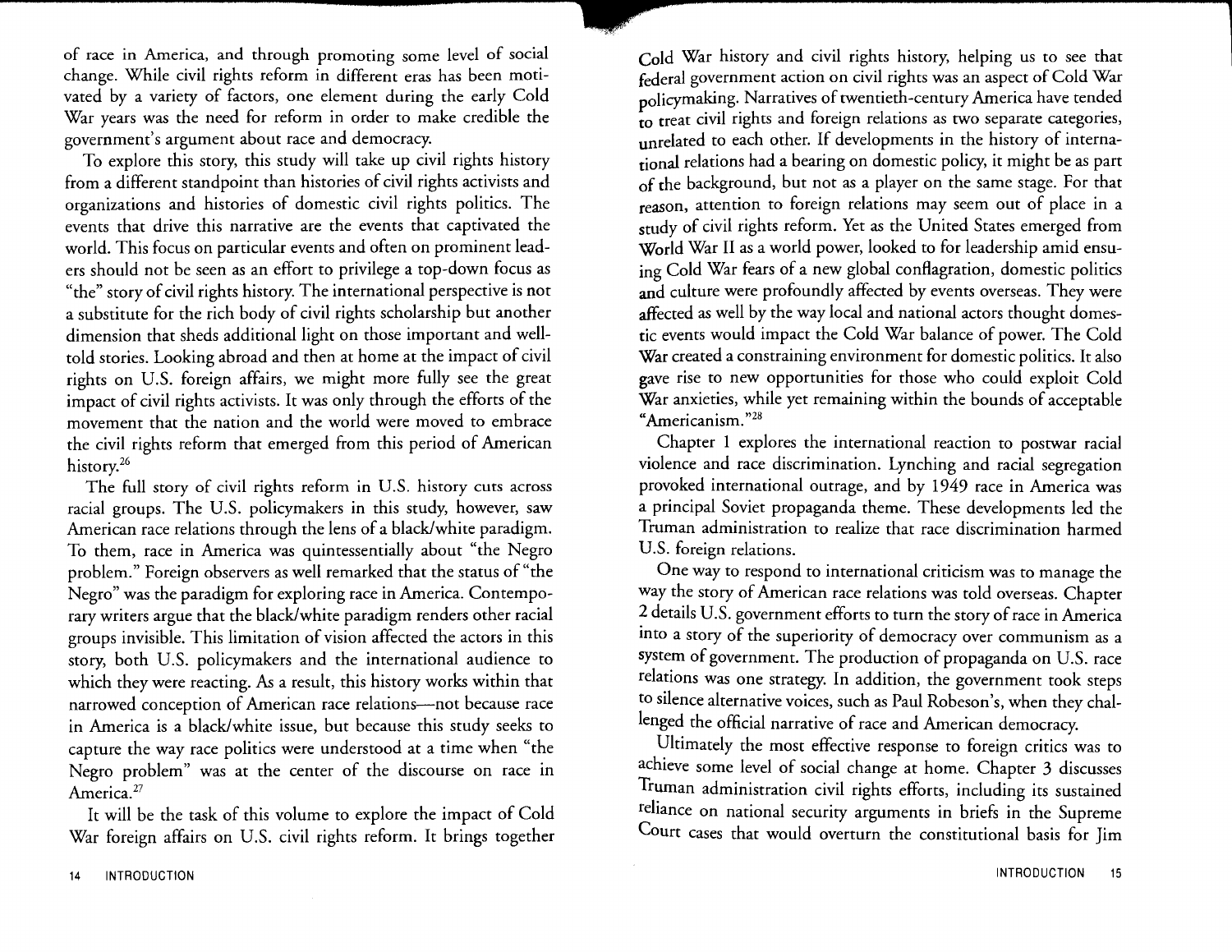of race in America, and through promoting some level of social change. While civil rights reform in different eras has been motivated by a variety of factors, one element during the early Cold War years was the need for reform in order to make credible the government's argument about race and democracy.

To explore this story, this study will take up civil rights history from a different standpoint than histories of civil rights activists and organizations and histories of domestic civil rights politics. The events that drive this narrative are the events that captivated the world. This focus on particular events and often on prominent leaders should not be seen as an effort to privilege a top-down focus as "the" story of civil rights history. The international perspective is not a substitute for the rich body of civil rights scholarship but another dimension that sheds additional light on those important and well-told stories. Looking abroad and then at home at the impact of civil rights on U.S. foreign affairs, we might more fully see the great impact of civil rights activists. It was only through the efforts of the movement that the nation and the world were moved to embrace the civil rights reform that emerged from this period of American history.[26]

The full story of civil rights reform in U.S. history cuts across racial groups. The U.S. policymakers in this study, however, saw American race relations through the lens of a black/white paradigm. To them, race in America was quintessentially about "the Negro problem." Foreign observers as well remarked that the status of "the Negro" was the paradigm for exploring race in America. Contemporary writers argue that the black/white paradigm renders other racial groups invisible. This limitation of vision affected the actors in this story, both U.S. policymakers and the international audience to which they were reacting. As a result, this history works within that narrowed conception of American race relations—not because race in America is a black/white issue, but because this study seeks to capture the way race politics were understood at a time when "the Negro problem" was at the center of the discourse on race in America.[27]

It will be the task of this volume to explore the impact of Cold War foreign affairs on U.S. civil rights reform. It brings together Cold War history and civil rights history, helping us to see that federal government action on civil rights was an aspect of Cold War policymaking. Narratives of twentieth-century America have tended to treat civil rights and foreign relations as two separate categories, unrelated to each other. If developments in the history of international relations had a bearing on domestic policy, it might be as part of the background, but not as a player on the same stage. For that reason, attention to foreign relations may seem out of place in a study of civil rights reform. Yet as the United States emerged from World War II as a world power, looked to for leadership amid ensuing Cold War fears of a new global conflagration, domestic politics and culture were profoundly affected by events overseas. They were affected as well by the way local and national actors thought domestic events would impact the Cold War balance of power. The Cold War created a constraining environment for domestic politics. It also gave rise to new opportunities for those who could exploit Cold War anxieties, while yet remaining within the bounds of acceptable "Americanism."[28]

Chapter 1 explores the international reaction to postwar racial violence and race discrimination. Lynching and racial segregation provoked international outrage, and by 1949 race in America was a principal Soviet propaganda theme. These developments led the Truman administration to realize that race discrimination harmed U.S. foreign relations.

One way to respond to international criticism was to manage the way the story of American race relations was told overseas. Chapter 2 details U.S. government efforts to turn the story of race in America into a story of the superiority of democracy over communism as a system of government. The production of propaganda on U.S. race relations was one strategy. In addition, the government took steps to silence alternative voices, such as Paul Robeson's, when they challenged the official narrative of race and American democracy.

Ultimately the most effective response to foreign critics was to achieve some level of social change at home. Chapter 3 discusses Truman administration civil rights efforts, including its sustained reliance on national security arguments in briefs in the Supreme Court cases that would overturn the constitutional basis for Jim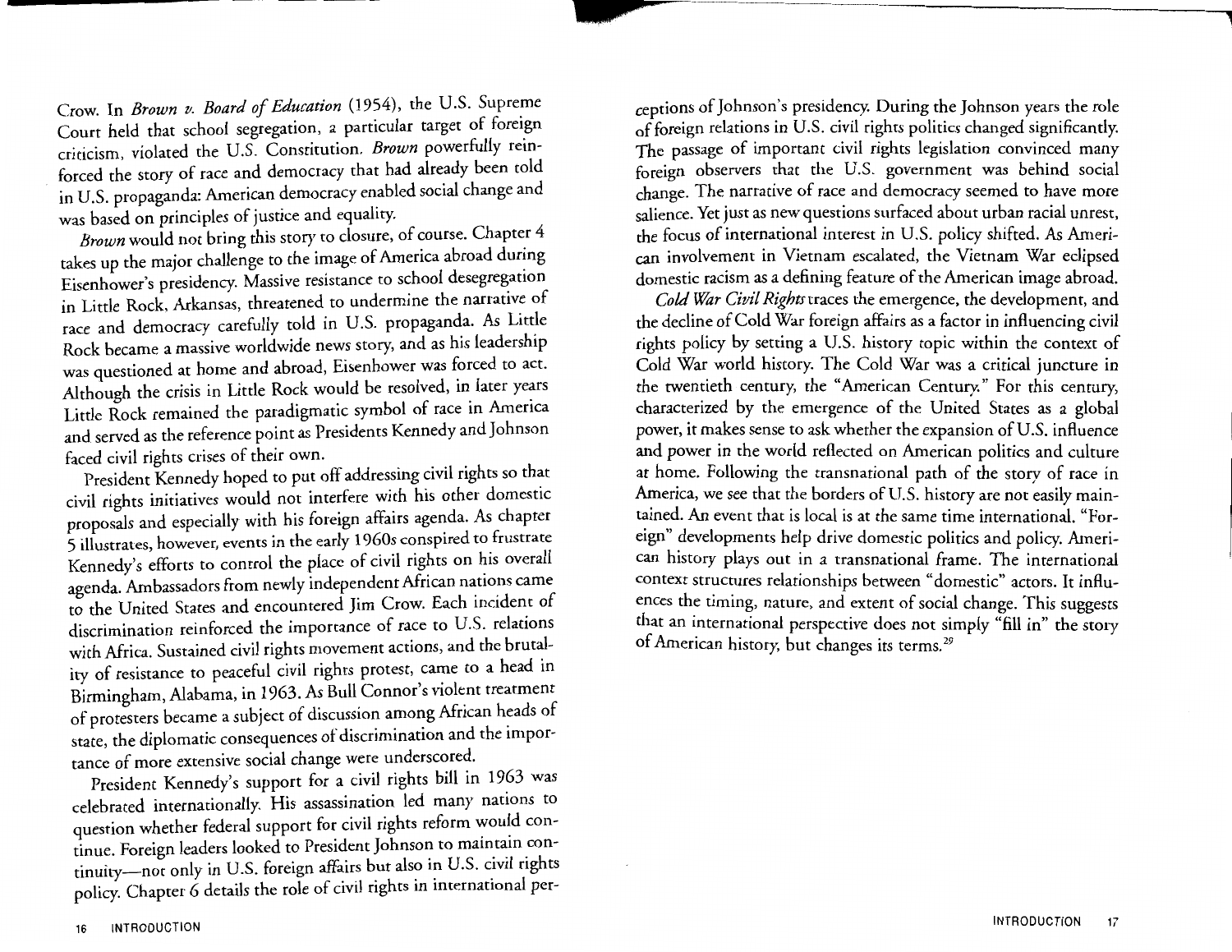Crow. In *Brown v. Board of Education* (1954), the U.S. Supreme Court held that school segregation, a particular target of foreign criticism, violated the U.S. Constitution. *Brown* powerfully reinforced the story of race and democracy that had already been told in U.S. propaganda: American democracy enabled social change and was based on principles of justice and equality.

*Brown* would not bring this story to closure, of course. Chapter 4 takes up the major challenge to the image of America abroad during Eisenhower's presidency. Massive resistance to school desegregation in Little Rock, Arkansas, threatened to undermine the narrative of race and democracy carefully told in U.S. propaganda. As Little Rock became a massive worldwide news story, and as his leadership was questioned at home and abroad, Eisenhower was forced to act. Although the crisis in Little Rock would be resolved, in later years Little Rock remained the paradigmatic symbol of race in America and served as the reference point as Presidents Kennedy and Johnson faced civil rights crises of their own.

President Kennedy hoped to put off addressing civil rights so that civil rights initiatives would not interfere with his other domestic proposals and especially with his foreign affairs agenda. As chapter 5 illustrates, however, events in the early 1960s conspired to frustrate Kennedy's efforts to control the place of civil rights on his overall agenda. Ambassadors from newly independent African nations came to the United States and encountered Jim Crow. Each incident of discrimination reinforced the importance of race to U.S. relations with Africa. Sustained civil rights movement actions, and the brutality of resistance to peaceful civil rights protest, came to a head in Birmingham, Alabama, in 1963. As Bull Connor's violent treatment of protesters became a subject of discussion among African heads of state, the diplomatic consequences of discrimination and the importance of more extensive social change were underscored.

President Kennedy's support for a civil rights bill in 1963 was celebrated internationally. His assassination led many nations to question whether federal support for civil rights reform would continue. Foreign leaders looked to President Johnson to maintain continuity—not only in U.S. foreign affairs but also in U.S. civil rights policy. Chapter 6 details the role of civil rights in international perceptions of Johnson's presidency. During the Johnson years the role of foreign relations in U.S. civil rights politics changed significantly. The passage of important civil rights legislation convinced many foreign observers that the U.S. government was behind social change. The narrative of race and democracy seemed to have more salience. Yet just as new questions surfaced about urban racial unrest, the focus of international interest in U.S. policy shifted. As American involvement in Vietnam escalated, the Vietnam War eclipsed domestic racism as a defining feature of the American image abroad.

*Cold War Civil Rights* traces the emergence, the development, and the decline of Cold War foreign affairs as a factor in influencing civil rights policy by setting a U.S. history topic within the context of Cold War world history. The Cold War was a critical juncture in the twentieth century, the "American Century." For this century, characterized by the emergence of the United States as a global power, it makes sense to ask whether the expansion of U.S. influence and power in the world reflected on American politics and culture at home. Following the transnational path of the story of race in America, we see that the borders of U.S. history are not easily maintained. An event that is local is at the same time international. "Foreign" developments help drive domestic politics and policy. American history plays out in a transnational frame. The international context structures relationships between "domestic" actors. It influences the timing, nature, and extent of social change. This suggests that an international perspective does not simply "fill in" the story of American history, but changes its terms.[29]